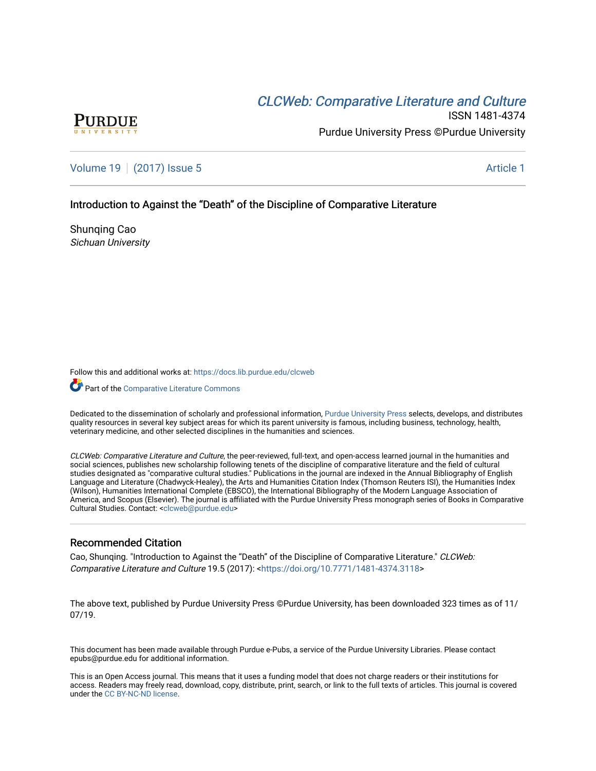# *CLCWeb: Comparative Literature and Culture*

ISSN 1481-4374

Purdue University Press ©Purdue University

Volume 19 | (2017) Issue 5 | Article 1

## Introduction to Against the "Death" of the Discipline of Comparative Literature

Shunqing Cao
*Sichuan University*

Follow this and additional works at: https://docs.lib.purdue.edu/clcweb

Part of the Comparative Literature Commons

Dedicated to the dissemination of scholarly and professional information, Purdue University Press selects, develops, and distributes quality resources in several key subject areas for which its parent university is famous, including business, technology, health, veterinary medicine, and other selected disciplines in the humanities and sciences.

*CLCWeb: Comparative Literature and Culture*, the peer-reviewed, full-text, and open-access learned journal in the humanities and social sciences, publishes new scholarship following tenets of the discipline of comparative literature and the field of cultural studies designated as "comparative cultural studies." Publications in the journal are indexed in the Annual Bibliography of English Language and Literature (Chadwyck-Healey), the Arts and Humanities Citation Index (Thomson Reuters ISI), the Humanities Index (Wilson), Humanities International Complete (EBSCO), the International Bibliography of the Modern Language Association of America, and Scopus (Elsevier). The journal is affiliated with the Purdue University Press monograph series of Books in Comparative Cultural Studies. Contact: <clcweb@purdue.edu>

### Recommended Citation

Cao, Shunqing. "Introduction to Against the "Death" of the Discipline of Comparative Literature." *CLCWeb: Comparative Literature and Culture* 19.5 (2017): <https://doi.org/10.7771/1481-4374.3118>

The above text, published by Purdue University Press ©Purdue University, has been downloaded 323 times as of 11/07/19.

This document has been made available through Purdue e-Pubs, a service of the Purdue University Libraries. Please contact epubs@purdue.edu for additional information.

This is an Open Access journal. This means that it uses a funding model that does not charge readers or their institutions for access. Readers may freely read, download, copy, distribute, print, search, or link to the full texts of articles. This journal is covered under the CC BY-NC-ND license.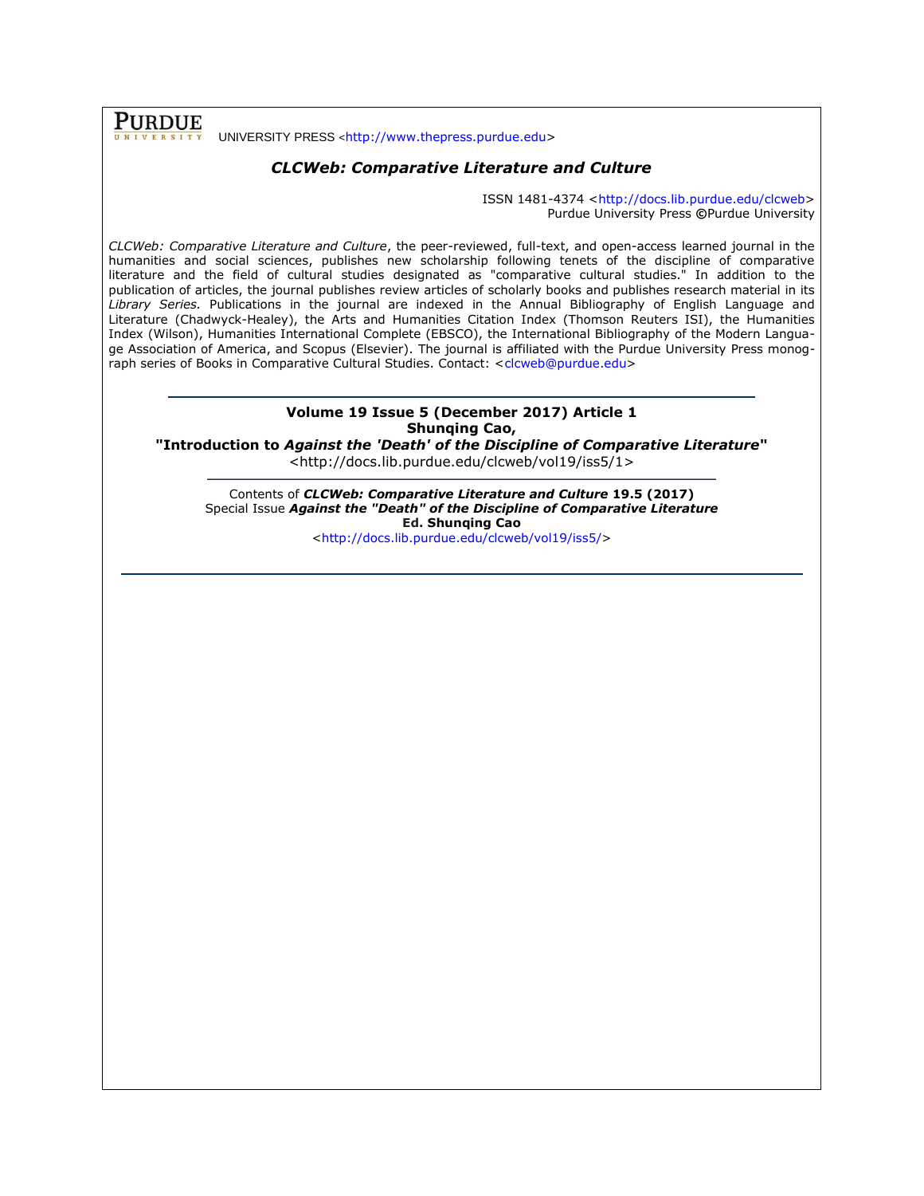UNIVERSITY PRESS <http://www.thepress.purdue.edu>

## *CLCWeb: Comparative Literature and Culture*

ISSN 1481-4374 <http://docs.lib.purdue.edu/clcweb>
Purdue University Press ©Purdue University

*CLCWeb: Comparative Literature and Culture*, the peer-reviewed, full-text, and open-access learned journal in the humanities and social sciences, publishes new scholarship following tenets of the discipline of comparative literature and the field of cultural studies designated as "comparative cultural studies." In addition to the publication of articles, the journal publishes review articles of scholarly books and publishes research material in its *Library Series.* Publications in the journal are indexed in the Annual Bibliography of English Language and Literature (Chadwyck-Healey), the Arts and Humanities Citation Index (Thomson Reuters ISI), the Humanities Index (Wilson), Humanities International Complete (EBSCO), the International Bibliography of the Modern Language Association of America, and Scopus (Elsevier). The journal is affiliated with the Purdue University Press monograph series of Books in Comparative Cultural Studies. Contact: <clcweb@purdue.edu>

---

**Volume 19 Issue 5 (December 2017) Article 1**
**Shunqing Cao,**
**"Introduction to *Against the 'Death' of the Discipline of Comparative Literature*"**
<http://docs.lib.purdue.edu/clcweb/vol19/iss5/1>

---

Contents of ***CLCWeb: Comparative Literature and Culture* 19.5 (2017)**
Special Issue ***Against the "Death" of the Discipline of Comparative Literature***
**Ed. Shunqing Cao**
<http://docs.lib.purdue.edu/clcweb/vol19/iss5/>

---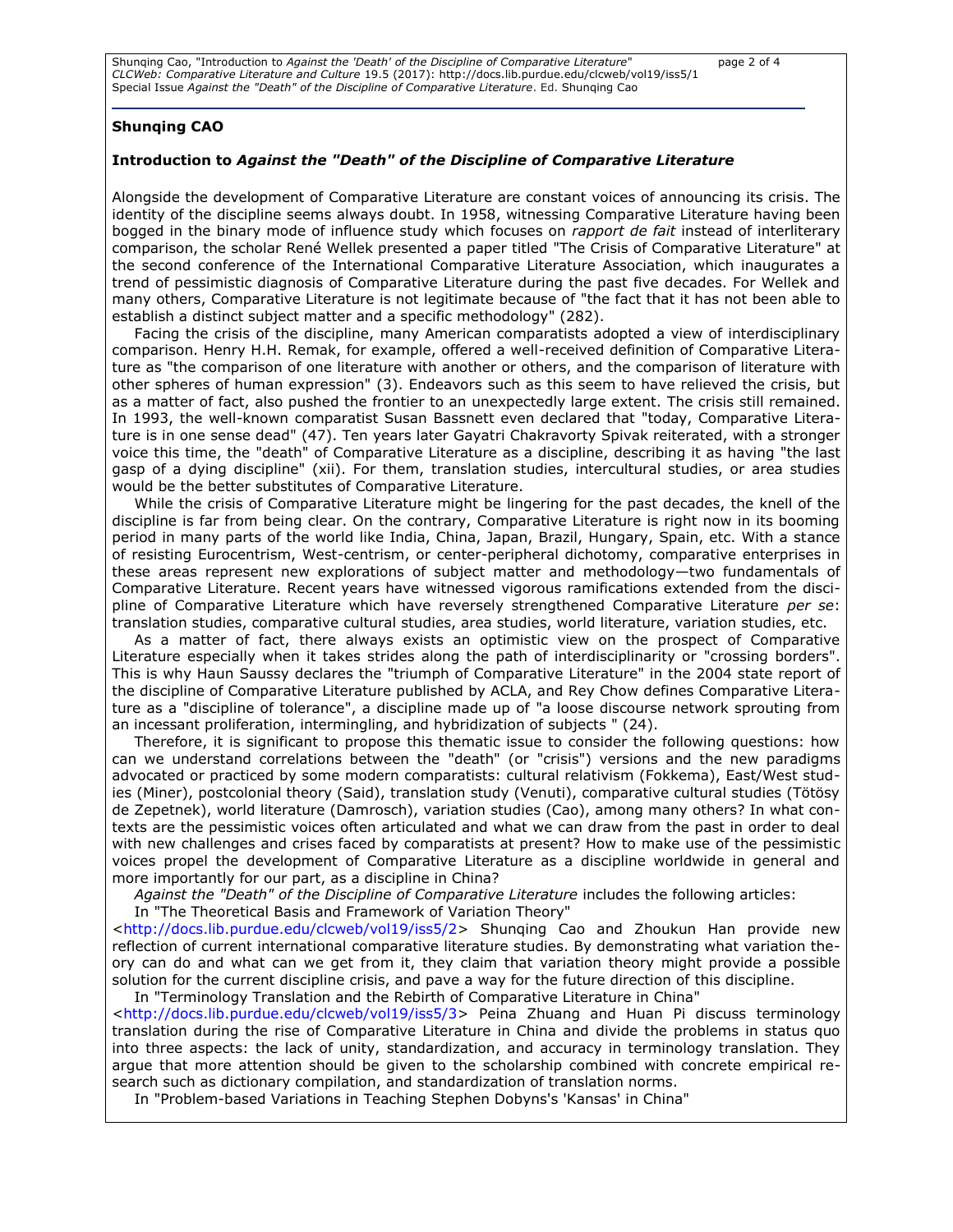**Shunqing CAO**

**Introduction to *Against the "Death" of the Discipline of Comparative Literature***

Alongside the development of Comparative Literature are constant voices of announcing its crisis. The identity of the discipline seems always doubt. In 1958, witnessing Comparative Literature having been bogged in the binary mode of influence study which focuses on *rapport de fait* instead of interliterary comparison, the scholar René Wellek presented a paper titled "The Crisis of Comparative Literature" at the second conference of the International Comparative Literature Association, which inaugurates a trend of pessimistic diagnosis of Comparative Literature during the past five decades. For Wellek and many others, Comparative Literature is not legitimate because of "the fact that it has not been able to establish a distinct subject matter and a specific methodology" (282).

Facing the crisis of the discipline, many American comparatists adopted a view of interdisciplinary comparison. Henry H.H. Remak, for example, offered a well-received definition of Comparative Literature as "the comparison of one literature with another or others, and the comparison of literature with other spheres of human expression" (3). Endeavors such as this seem to have relieved the crisis, but as a matter of fact, also pushed the frontier to an unexpectedly large extent. The crisis still remained. In 1993, the well-known comparatist Susan Bassnett even declared that "today, Comparative Literature is in one sense dead" (47). Ten years later Gayatri Chakravorty Spivak reiterated, with a stronger voice this time, the "death" of Comparative Literature as a discipline, describing it as having "the last gasp of a dying discipline" (xii). For them, translation studies, intercultural studies, or area studies would be the better substitutes of Comparative Literature.

While the crisis of Comparative Literature might be lingering for the past decades, the knell of the discipline is far from being clear. On the contrary, Comparative Literature is right now in its booming period in many parts of the world like India, China, Japan, Brazil, Hungary, Spain, etc. With a stance of resisting Eurocentrism, West-centrism, or center-peripheral dichotomy, comparative enterprises in these areas represent new explorations of subject matter and methodology—two fundamentals of Comparative Literature. Recent years have witnessed vigorous ramifications extended from the discipline of Comparative Literature which have reversely strengthened Comparative Literature *per se*: translation studies, comparative cultural studies, area studies, world literature, variation studies, etc.

As a matter of fact, there always exists an optimistic view on the prospect of Comparative Literature especially when it takes strides along the path of interdisciplinarity or "crossing borders". This is why Haun Saussy declares the "triumph of Comparative Literature" in the 2004 state report of the discipline of Comparative Literature published by ACLA, and Rey Chow defines Comparative Literature as a "discipline of tolerance", a discipline made up of "a loose discourse network sprouting from an incessant proliferation, intermingling, and hybridization of subjects " (24).

Therefore, it is significant to propose this thematic issue to consider the following questions: how can we understand correlations between the "death" (or "crisis") versions and the new paradigms advocated or practiced by some modern comparatists: cultural relativism (Fokkema), East/West studies (Miner), postcolonial theory (Said), translation study (Venuti), comparative cultural studies (Tötösy de Zepetnek), world literature (Damrosch), variation studies (Cao), among many others? In what contexts are the pessimistic voices often articulated and what we can draw from the past in order to deal with new challenges and crises faced by comparatists at present? How to make use of the pessimistic voices propel the development of Comparative Literature as a discipline worldwide in general and more importantly for our part, as a discipline in China?

*Against the "Death" of the Discipline of Comparative Literature* includes the following articles:

In "The Theoretical Basis and Framework of Variation Theory" <http://docs.lib.purdue.edu/clcweb/vol19/iss5/2> Shunqing Cao and Zhoukun Han provide new reflection of current international comparative literature studies. By demonstrating what variation theory can do and what can we get from it, they claim that variation theory might provide a possible solution for the current discipline crisis, and pave a way for the future direction of this discipline.

In "Terminology Translation and the Rebirth of Comparative Literature in China" <http://docs.lib.purdue.edu/clcweb/vol19/iss5/3> Peina Zhuang and Huan Pi discuss terminology translation during the rise of Comparative Literature in China and divide the problems in status quo into three aspects: the lack of unity, standardization, and accuracy in terminology translation. They argue that more attention should be given to the scholarship combined with concrete empirical research such as dictionary compilation, and standardization of translation norms.

In "Problem-based Variations in Teaching Stephen Dobyns's 'Kansas' in China"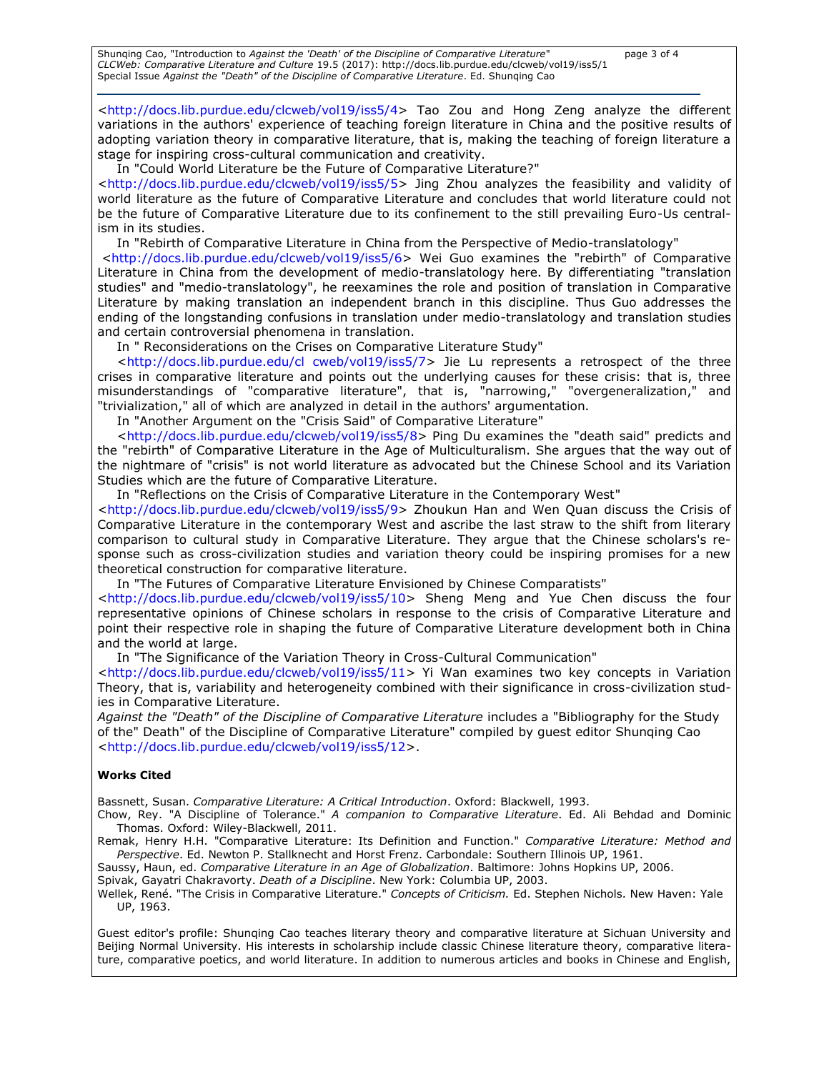<http://docs.lib.purdue.edu/clcweb/vol19/iss5/4> Tao Zou and Hong Zeng analyze the different variations in the authors' experience of teaching foreign literature in China and the positive results of adopting variation theory in comparative literature, that is, making the teaching of foreign literature a stage for inspiring cross-cultural communication and creativity.

In "Could World Literature be the Future of Comparative Literature?" <http://docs.lib.purdue.edu/clcweb/vol19/iss5/5> Jing Zhou analyzes the feasibility and validity of world literature as the future of Comparative Literature and concludes that world literature could not be the future of Comparative Literature due to its confinement to the still prevailing Euro-Us centralism in its studies.

In "Rebirth of Comparative Literature in China from the Perspective of Medio-translatology" <http://docs.lib.purdue.edu/clcweb/vol19/iss5/6> Wei Guo examines the "rebirth" of Comparative Literature in China from the development of medio-translatology here. By differentiating "translation studies" and "medio-translatology", he reexamines the role and position of translation in Comparative Literature by making translation an independent branch in this discipline. Thus Guo addresses the ending of the longstanding confusions in translation under medio-translatology and translation studies and certain controversial phenomena in translation.

In " Reconsiderations on the Crises on Comparative Literature Study" <http://docs.lib.purdue.edu/cl cweb/vol19/iss5/7> Jie Lu represents a retrospect of the three crises in comparative literature and points out the underlying causes for these crisis: that is, three misunderstandings of "comparative literature", that is, "narrowing," "overgeneralization," and "trivialization," all of which are analyzed in detail in the authors' argumentation.

In "Another Argument on the "Crisis Said" of Comparative Literature" <http://docs.lib.purdue.edu/clcweb/vol19/iss5/8> Ping Du examines the "death said" predicts and the "rebirth" of Comparative Literature in the Age of Multiculturalism. She argues that the way out of the nightmare of "crisis" is not world literature as advocated but the Chinese School and its Variation Studies which are the future of Comparative Literature.

In "Reflections on the Crisis of Comparative Literature in the Contemporary West" <http://docs.lib.purdue.edu/clcweb/vol19/iss5/9> Zhoukun Han and Wen Quan discuss the Crisis of Comparative Literature in the contemporary West and ascribe the last straw to the shift from literary comparison to cultural study in Comparative Literature. They argue that the Chinese scholars's response such as cross-civilization studies and variation theory could be inspiring promises for a new theoretical construction for comparative literature.

In "The Futures of Comparative Literature Envisioned by Chinese Comparatists" <http://docs.lib.purdue.edu/clcweb/vol19/iss5/10> Sheng Meng and Yue Chen discuss the four representative opinions of Chinese scholars in response to the crisis of Comparative Literature and point their respective role in shaping the future of Comparative Literature development both in China and the world at large.

In "The Significance of the Variation Theory in Cross-Cultural Communication" <http://docs.lib.purdue.edu/clcweb/vol19/iss5/11> Yi Wan examines two key concepts in Variation Theory, that is, variability and heterogeneity combined with their significance in cross-civilization studies in Comparative Literature.

*Against the "Death" of the Discipline of Comparative Literature* includes a "Bibliography for the Study of the" Death" of the Discipline of Comparative Literature" compiled by guest editor Shunqing Cao <http://docs.lib.purdue.edu/clcweb/vol19/iss5/12>.

**Works Cited**

Bassnett, Susan. *Comparative Literature: A Critical Introduction*. Oxford: Blackwell, 1993.

Chow, Rey. "A Discipline of Tolerance." *A companion to Comparative Literature*. Ed. Ali Behdad and Dominic Thomas. Oxford: Wiley-Blackwell, 2011.

Remak, Henry H.H. "Comparative Literature: Its Definition and Function." *Comparative Literature: Method and Perspective*. Ed. Newton P. Stallknecht and Horst Frenz. Carbondale: Southern Illinois UP, 1961.

Saussy, Haun, ed. *Comparative Literature in an Age of Globalization*. Baltimore: Johns Hopkins UP, 2006.

Spivak, Gayatri Chakravorty. *Death of a Discipline*. New York: Columbia UP, 2003.

Wellek, René. "The Crisis in Comparative Literature." *Concepts of Criticism.* Ed. Stephen Nichols. New Haven: Yale UP, 1963.

Guest editor's profile: Shunqing Cao teaches literary theory and comparative literature at Sichuan University and Beijing Normal University. His interests in scholarship include classic Chinese literature theory, comparative literature, comparative poetics, and world literature. In addition to numerous articles and books in Chinese and English,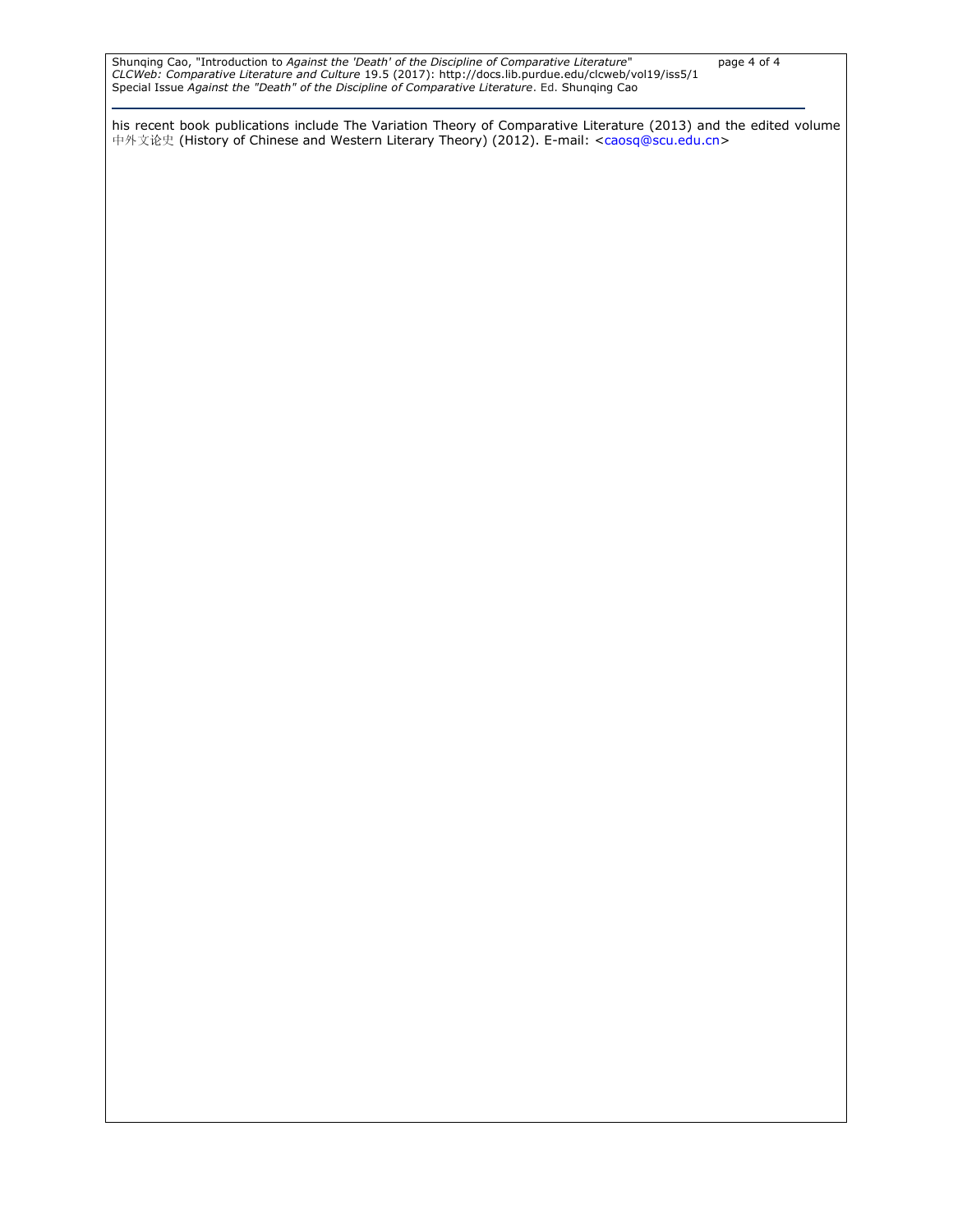his recent book publications include The Variation Theory of Comparative Literature (2013) and the edited volume 中外文论史 (History of Chinese and Western Literary Theory) (2012). E-mail: <caosq@scu.edu.cn>